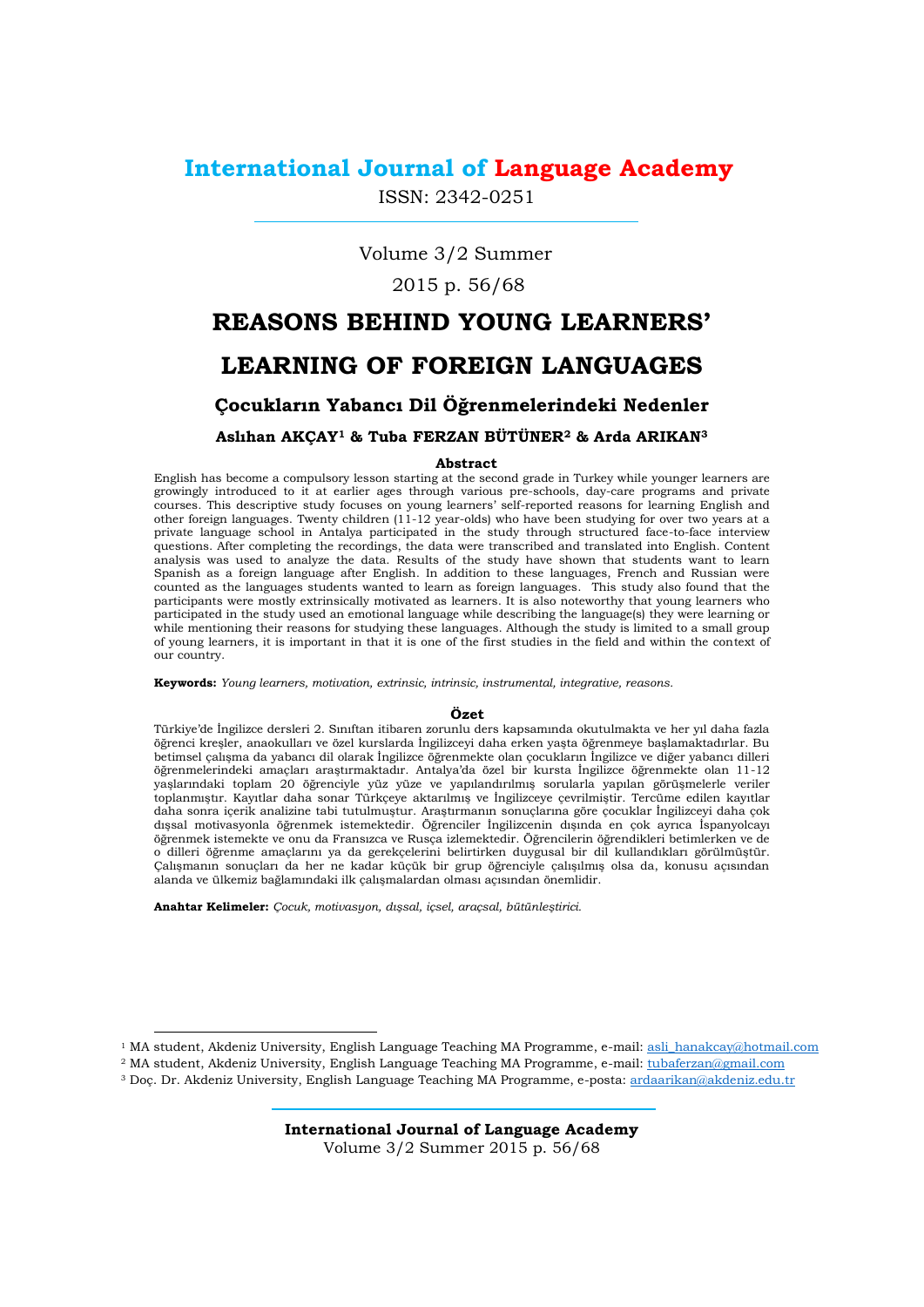# International Journal of Language Academy

ISSN: 2342-0251

Volume 3/2 Summer

2015 p. 56/68

# REASONS BEHIND YOUNG LEARNERS' LEARNING OF FOREIGN LANGUAGES

## Çocukların Yabancı Dil Öğrenmelerindeki Nedenler

**Aslıhan AKÇAY[1] & Tuba FERZAN BÜTÜNER[2] & Arda ARIKAN[3]**

**Abstract**

English has become a compulsory lesson starting at the second grade in Turkey while younger learners are growingly introduced to it at earlier ages through various pre-schools, day-care programs and private courses. This descriptive study focuses on young learners' self-reported reasons for learning English and other foreign languages. Twenty children (11-12 year-olds) who have been studying for over two years at a private language school in Antalya participated in the study through structured face-to-face interview questions. After completing the recordings, the data were transcribed and translated into English. Content analysis was used to analyze the data. Results of the study have shown that students want to learn Spanish as a foreign language after English. In addition to these languages, French and Russian were counted as the languages students wanted to learn as foreign languages. This study also found that the participants were mostly extrinsically motivated as learners. It is also noteworthy that young learners who participated in the study used an emotional language while describing the language(s) they were learning or while mentioning their reasons for studying these languages. Although the study is limited to a small group of young learners, it is important in that it is one of the first studies in the field and within the context of our country.

**Keywords:** *Young learners, motivation, extrinsic, intrinsic, instrumental, integrative, reasons.*

**Özet**

Türkiye'de İngilizce dersleri 2. Sınıftan itibaren zorunlu ders kapsamında okutulmakta ve her yıl daha fazla öğrenci kreşler, anaokulları ve özel kurslarda İngilizceyi daha erken yaşta öğrenmeye başlamaktadırlar. Bu betimsel çalışma da yabancı dil olarak İngilizce öğrenmekte olan çocukların İngilizce ve diğer yabancı dilleri öğrenmelerindeki amaçları araştırmaktadır. Antalya'da özel bir kursta İngilizce öğrenmekte olan 11-12 yaşlarındaki toplam 20 öğrenciyle yüz yüze ve yapılandırılmış sorularla yapılan görüşmelerle veriler toplanmıştır. Kayıtlar daha sonar Türkçeye aktarılmış ve İngilizceye çevrilmiştir. Tercüme edilen kayıtlar daha sonra içerik analizine tabi tutulmuştur. Araştırmanın sonuçlarına göre çocuklar İngilizceyi daha çok dışsal motivasyonla öğrenmek istemektedir. Öğrenciler İngilizcenin dışında en çok ayrıca İspanyolcayı öğrenmek istemekte ve onu da Fransızca ve Rusça izlemektedir. Öğrencilerin öğrendikleri betimlerken ve de o dilleri öğrenme amaçlarını ya da gerekçelerini belirtirken duygusal bir dil kullandıkları görülmüştür. Çalışmanın sonuçları da her ne kadar küçük bir grup öğrenciyle çalışılmış olsa da, konusu açısından alanda ve ülkemiz bağlamındaki ilk çalışmalardan olması açısından önemlidir.

**Anahtar Kelimeler:** *Çocuk, motivasyon, dışsal, içsel, araçsal, bütünleştirici.*

---

[1] MA student, Akdeniz University, English Language Teaching MA Programme, e-mail: asli_hanakcay@hotmail.com

[2] MA student, Akdeniz University, English Language Teaching MA Programme, e-mail: tubaferzan@gmail.com

[3] Doç. Dr. Akdeniz University, English Language Teaching MA Programme, e-posta: ardaarikan@akdeniz.edu.tr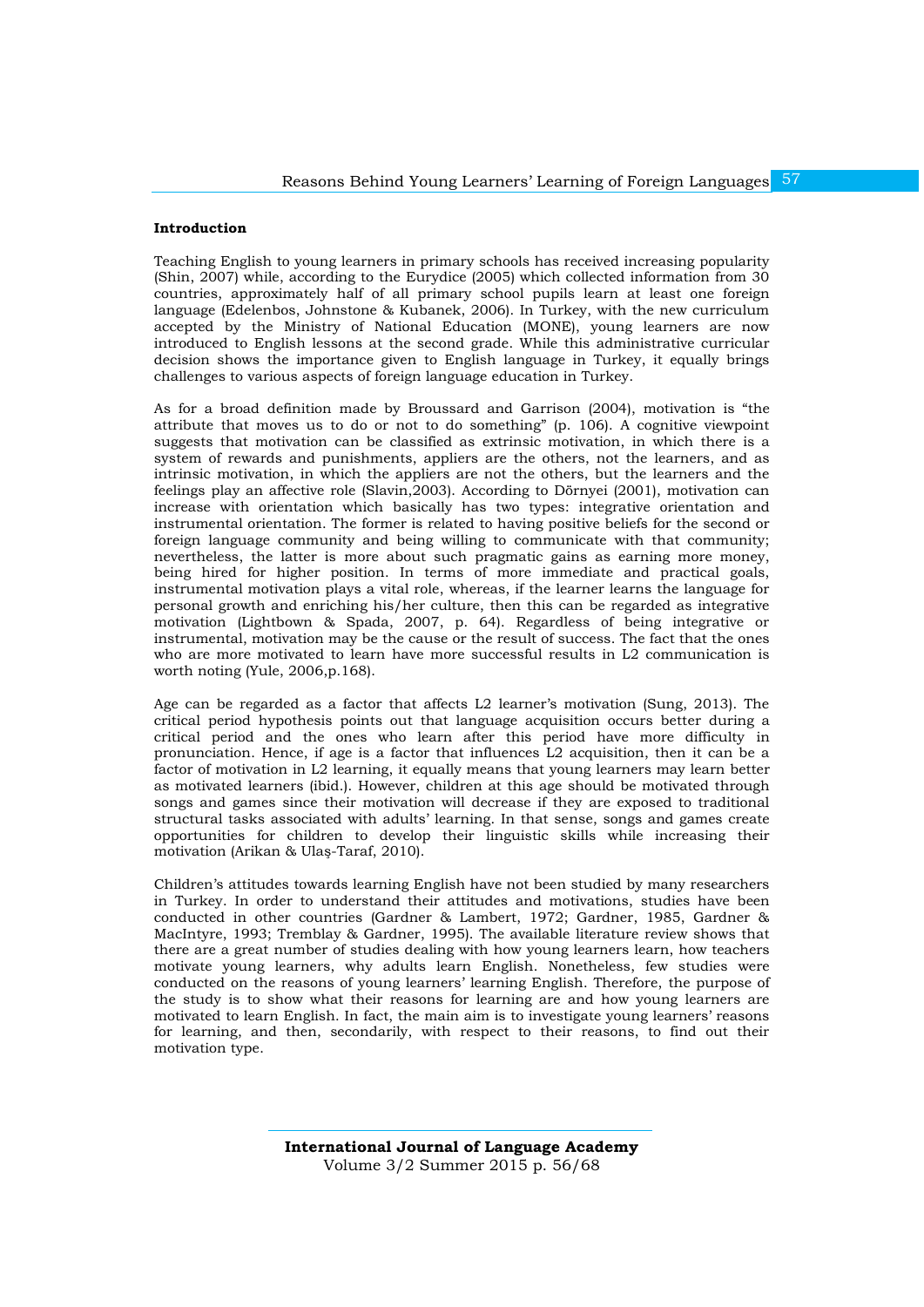**Introduction**

Teaching English to young learners in primary schools has received increasing popularity (Shin, 2007) while, according to the Eurydice (2005) which collected information from 30 countries, approximately half of all primary school pupils learn at least one foreign language (Edelenbos, Johnstone & Kubanek, 2006). In Turkey, with the new curriculum accepted by the Ministry of National Education (MONE), young learners are now introduced to English lessons at the second grade. While this administrative curricular decision shows the importance given to English language in Turkey, it equally brings challenges to various aspects of foreign language education in Turkey.

As for a broad definition made by Broussard and Garrison (2004), motivation is "the attribute that moves us to do or not to do something" (p. 106). A cognitive viewpoint suggests that motivation can be classified as extrinsic motivation, in which there is a system of rewards and punishments, appliers are the others, not the learners, and as intrinsic motivation, in which the appliers are not the others, but the learners and the feelings play an affective role (Slavin,2003). According to Dörnyei (2001), motivation can increase with orientation which basically has two types: integrative orientation and instrumental orientation. The former is related to having positive beliefs for the second or foreign language community and being willing to communicate with that community; nevertheless, the latter is more about such pragmatic gains as earning more money, being hired for higher position. In terms of more immediate and practical goals, instrumental motivation plays a vital role, whereas, if the learner learns the language for personal growth and enriching his/her culture, then this can be regarded as integrative motivation (Lightbown & Spada, 2007, p. 64). Regardless of being integrative or instrumental, motivation may be the cause or the result of success. The fact that the ones who are more motivated to learn have more successful results in L2 communication is worth noting (Yule, 2006,p.168).

Age can be regarded as a factor that affects L2 learner's motivation (Sung, 2013). The critical period hypothesis points out that language acquisition occurs better during a critical period and the ones who learn after this period have more difficulty in pronunciation. Hence, if age is a factor that influences L2 acquisition, then it can be a factor of motivation in L2 learning, it equally means that young learners may learn better as motivated learners (ibid.). However, children at this age should be motivated through songs and games since their motivation will decrease if they are exposed to traditional structural tasks associated with adults' learning. In that sense, songs and games create opportunities for children to develop their linguistic skills while increasing their motivation (Arikan & Ulaş-Taraf, 2010).

Children's attitudes towards learning English have not been studied by many researchers in Turkey. In order to understand their attitudes and motivations, studies have been conducted in other countries (Gardner & Lambert, 1972; Gardner, 1985, Gardner & MacIntyre, 1993; Tremblay & Gardner, 1995). The available literature review shows that there are a great number of studies dealing with how young learners learn, how teachers motivate young learners, why adults learn English. Nonetheless, few studies were conducted on the reasons of young learners' learning English. Therefore, the purpose of the study is to show what their reasons for learning are and how young learners are motivated to learn English. In fact, the main aim is to investigate young learners' reasons for learning, and then, secondarily, with respect to their reasons, to find out their motivation type.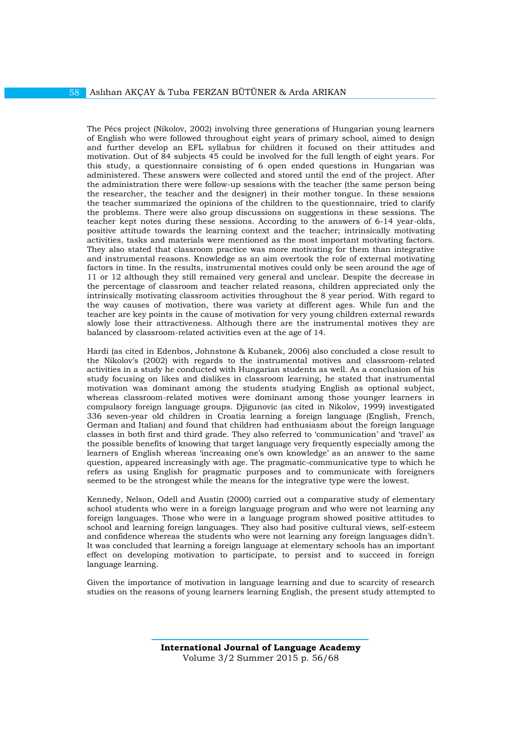The Pécs project (Nikolov, 2002) involving three generations of Hungarian young learners of English who were followed throughout eight years of primary school, aimed to design and further develop an EFL syllabus for children it focused on their attitudes and motivation. Out of 84 subjects 45 could be involved for the full length of eight years. For this study, a questionnaire consisting of 6 open ended questions in Hungarian was administered. These answers were collected and stored until the end of the project. After the administration there were follow-up sessions with the teacher (the same person being the researcher, the teacher and the designer) in their mother tongue. In these sessions the teacher summarized the opinions of the children to the questionnaire, tried to clarify the problems. There were also group discussions on suggestions in these sessions. The teacher kept notes during these sessions. According to the answers of 6-14 year-olds, positive attitude towards the learning context and the teacher; intrinsically motivating activities, tasks and materials were mentioned as the most important motivating factors. They also stated that classroom practice was more motivating for them than integrative and instrumental reasons. Knowledge as an aim overtook the role of external motivating factors in time. In the results, instrumental motives could only be seen around the age of 11 or 12 although they still remained very general and unclear. Despite the decrease in the percentage of classroom and teacher related reasons, children appreciated only the intrinsically motivating classroom activities throughout the 8 year period. With regard to the way causes of motivation, there was variety at different ages. While fun and the teacher are key points in the cause of motivation for very young children external rewards slowly lose their attractiveness. Although there are the instrumental motives they are balanced by classroom-related activities even at the age of 14.

Hardi (as cited in Edenbos, Johnstone & Kubanek, 2006) also concluded a close result to the Nikolov's (2002) with regards to the instrumental motives and classroom-related activities in a study he conducted with Hungarian students as well. As a conclusion of his study focusing on likes and dislikes in classroom learning, he stated that instrumental motivation was dominant among the students studying English as optional subject, whereas classroom-related motives were dominant among those younger learners in compulsory foreign language groups. Djigunovic (as cited in Nikolov, 1999) investigated 336 seven-year old children in Croatia learning a foreign language (English, French, German and Italian) and found that children had enthusiasm about the foreign language classes in both first and third grade. They also referred to 'communication' and 'travel' as the possible benefits of knowing that target language very frequently especially among the learners of English whereas 'increasing one's own knowledge' as an answer to the same question, appeared increasingly with age. The pragmatic-communicative type to which he refers as using English for pragmatic purposes and to communicate with foreigners seemed to be the strongest while the means for the integrative type were the lowest.

Kennedy, Nelson, Odell and Austin (2000) carried out a comparative study of elementary school students who were in a foreign language program and who were not learning any foreign languages. Those who were in a language program showed positive attitudes to school and learning foreign languages. They also had positive cultural views, self-esteem and confidence whereas the students who were not learning any foreign languages didn't. It was concluded that learning a foreign language at elementary schools has an important effect on developing motivation to participate, to persist and to succeed in foreign language learning.

Given the importance of motivation in language learning and due to scarcity of research studies on the reasons of young learners learning English, the present study attempted to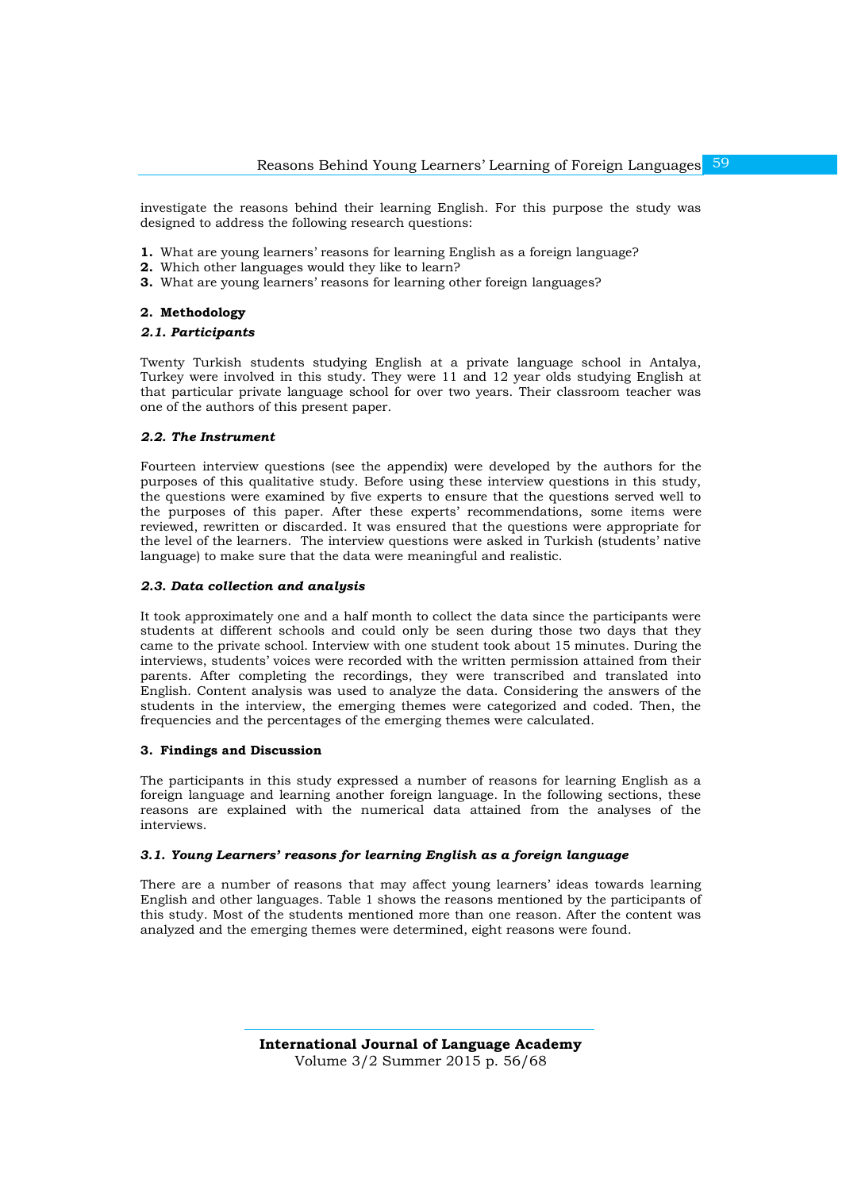investigate the reasons behind their learning English. For this purpose the study was designed to address the following research questions:

1. What are young learners' reasons for learning English as a foreign language?
2. Which other languages would they like to learn?
3. What are young learners' reasons for learning other foreign languages?

## 2. Methodology

### *2.1. Participants*

Twenty Turkish students studying English at a private language school in Antalya, Turkey were involved in this study. They were 11 and 12 year olds studying English at that particular private language school for over two years. Their classroom teacher was one of the authors of this present paper.

### *2.2. The Instrument*

Fourteen interview questions (see the appendix) were developed by the authors for the purposes of this qualitative study. Before using these interview questions in this study, the questions were examined by five experts to ensure that the questions served well to the purposes of this paper. After these experts' recommendations, some items were reviewed, rewritten or discarded. It was ensured that the questions were appropriate for the level of the learners. The interview questions were asked in Turkish (students' native language) to make sure that the data were meaningful and realistic.

### *2.3. Data collection and analysis*

It took approximately one and a half month to collect the data since the participants were students at different schools and could only be seen during those two days that they came to the private school. Interview with one student took about 15 minutes. During the interviews, students' voices were recorded with the written permission attained from their parents. After completing the recordings, they were transcribed and translated into English. Content analysis was used to analyze the data. Considering the answers of the students in the interview, the emerging themes were categorized and coded. Then, the frequencies and the percentages of the emerging themes were calculated.

## 3. Findings and Discussion

The participants in this study expressed a number of reasons for learning English as a foreign language and learning another foreign language. In the following sections, these reasons are explained with the numerical data attained from the analyses of the interviews.

### *3.1. Young Learners' reasons for learning English as a foreign language*

There are a number of reasons that may affect young learners' ideas towards learning English and other languages. Table 1 shows the reasons mentioned by the participants of this study. Most of the students mentioned more than one reason. After the content was analyzed and the emerging themes were determined, eight reasons were found.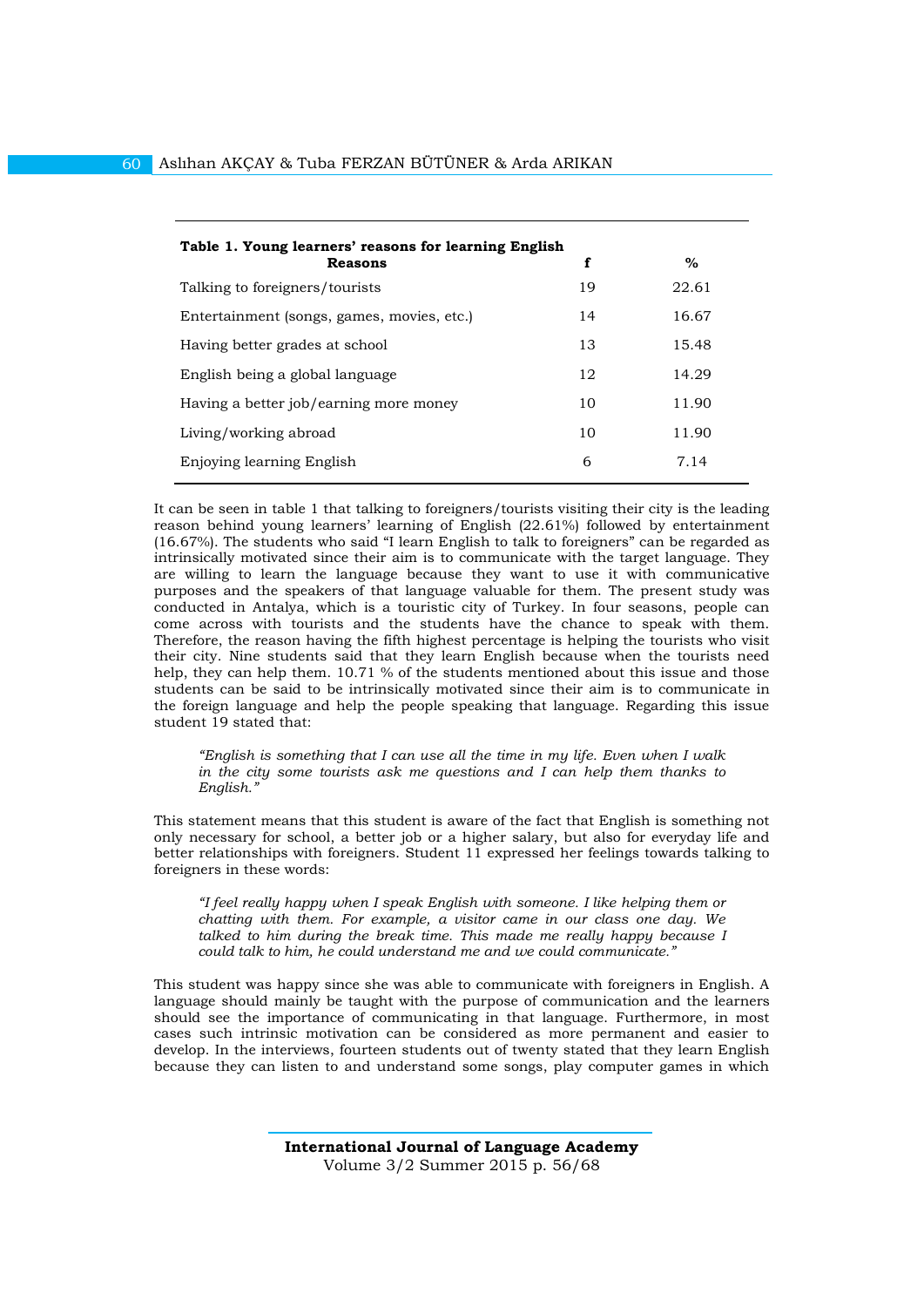**Table 1. Young learners' reasons for learning English**

| Reasons | f | % |
|---|---|---|
| Talking to foreigners/tourists | 19 | 22.61 |
| Entertainment (songs, games, movies, etc.) | 14 | 16.67 |
| Having better grades at school | 13 | 15.48 |
| English being a global language | 12 | 14.29 |
| Having a better job/earning more money | 10 | 11.90 |
| Living/working abroad | 10 | 11.90 |
| Enjoying learning English | 6 | 7.14 |

It can be seen in table 1 that talking to foreigners/tourists visiting their city is the leading reason behind young learners' learning of English (22.61%) followed by entertainment (16.67%). The students who said "I learn English to talk to foreigners" can be regarded as intrinsically motivated since their aim is to communicate with the target language. They are willing to learn the language because they want to use it with communicative purposes and the speakers of that language valuable for them. The present study was conducted in Antalya, which is a touristic city of Turkey. In four seasons, people can come across with tourists and the students have the chance to speak with them. Therefore, the reason having the fifth highest percentage is helping the tourists who visit their city. Nine students said that they learn English because when the tourists need help, they can help them. 10.71 % of the students mentioned about this issue and those students can be said to be intrinsically motivated since their aim is to communicate in the foreign language and help the people speaking that language. Regarding this issue student 19 stated that:

> *"English is something that I can use all the time in my life. Even when I walk in the city some tourists ask me questions and I can help them thanks to English."*

This statement means that this student is aware of the fact that English is something not only necessary for school, a better job or a higher salary, but also for everyday life and better relationships with foreigners. Student 11 expressed her feelings towards talking to foreigners in these words:

> *"I feel really happy when I speak English with someone. I like helping them or chatting with them. For example, a visitor came in our class one day. We talked to him during the break time. This made me really happy because I could talk to him, he could understand me and we could communicate."*

This student was happy since she was able to communicate with foreigners in English. A language should mainly be taught with the purpose of communication and the learners should see the importance of communicating in that language. Furthermore, in most cases such intrinsic motivation can be considered as more permanent and easier to develop. In the interviews, fourteen students out of twenty stated that they learn English because they can listen to and understand some songs, play computer games in which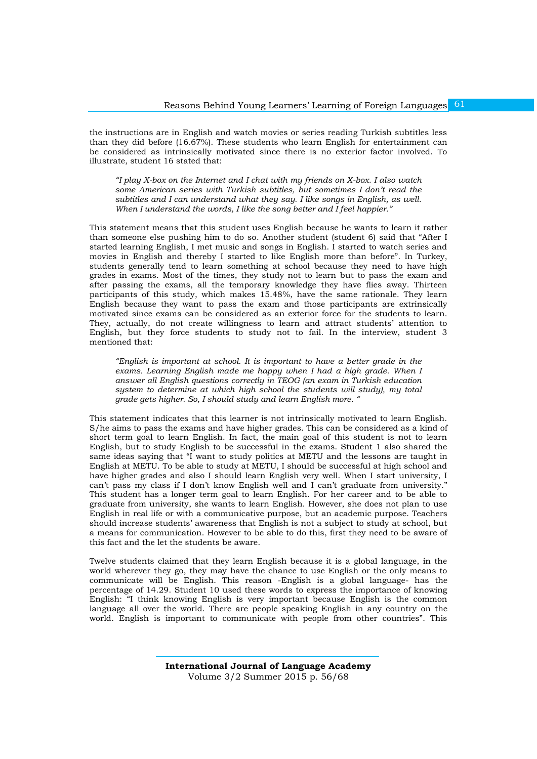the instructions are in English and watch movies or series reading Turkish subtitles less than they did before (16.67%). These students who learn English for entertainment can be considered as intrinsically motivated since there is no exterior factor involved. To illustrate, student 16 stated that:

> *"I play X-box on the Internet and I chat with my friends on X-box. I also watch some American series with Turkish subtitles, but sometimes I don't read the subtitles and I can understand what they say. I like songs in English, as well. When I understand the words, I like the song better and I feel happier."*

This statement means that this student uses English because he wants to learn it rather than someone else pushing him to do so. Another student (student 6) said that "After I started learning English, I met music and songs in English. I started to watch series and movies in English and thereby I started to like English more than before". In Turkey, students generally tend to learn something at school because they need to have high grades in exams. Most of the times, they study not to learn but to pass the exam and after passing the exams, all the temporary knowledge they have flies away. Thirteen participants of this study, which makes 15.48%, have the same rationale. They learn English because they want to pass the exam and those participants are extrinsically motivated since exams can be considered as an exterior force for the students to learn. They, actually, do not create willingness to learn and attract students' attention to English, but they force students to study not to fail. In the interview, student 3 mentioned that:

> *"English is important at school. It is important to have a better grade in the exams. Learning English made me happy when I had a high grade. When I answer all English questions correctly in TEOG (an exam in Turkish education system to determine at which high school the students will study), my total grade gets higher. So, I should study and learn English more. "*

This statement indicates that this learner is not intrinsically motivated to learn English. S/he aims to pass the exams and have higher grades. This can be considered as a kind of short term goal to learn English. In fact, the main goal of this student is not to learn English, but to study English to be successful in the exams. Student 1 also shared the same ideas saying that "I want to study politics at METU and the lessons are taught in English at METU. To be able to study at METU, I should be successful at high school and have higher grades and also I should learn English very well. When I start university, I can't pass my class if I don't know English well and I can't graduate from university." This student has a longer term goal to learn English. For her career and to be able to graduate from university, she wants to learn English. However, she does not plan to use English in real life or with a communicative purpose, but an academic purpose. Teachers should increase students' awareness that English is not a subject to study at school, but a means for communication. However to be able to do this, first they need to be aware of this fact and the let the students be aware.

Twelve students claimed that they learn English because it is a global language, in the world wherever they go, they may have the chance to use English or the only means to communicate will be English. This reason -English is a global language- has the percentage of 14.29. Student 10 used these words to express the importance of knowing English: "I think knowing English is very important because English is the common language all over the world. There are people speaking English in any country on the world. English is important to communicate with people from other countries". This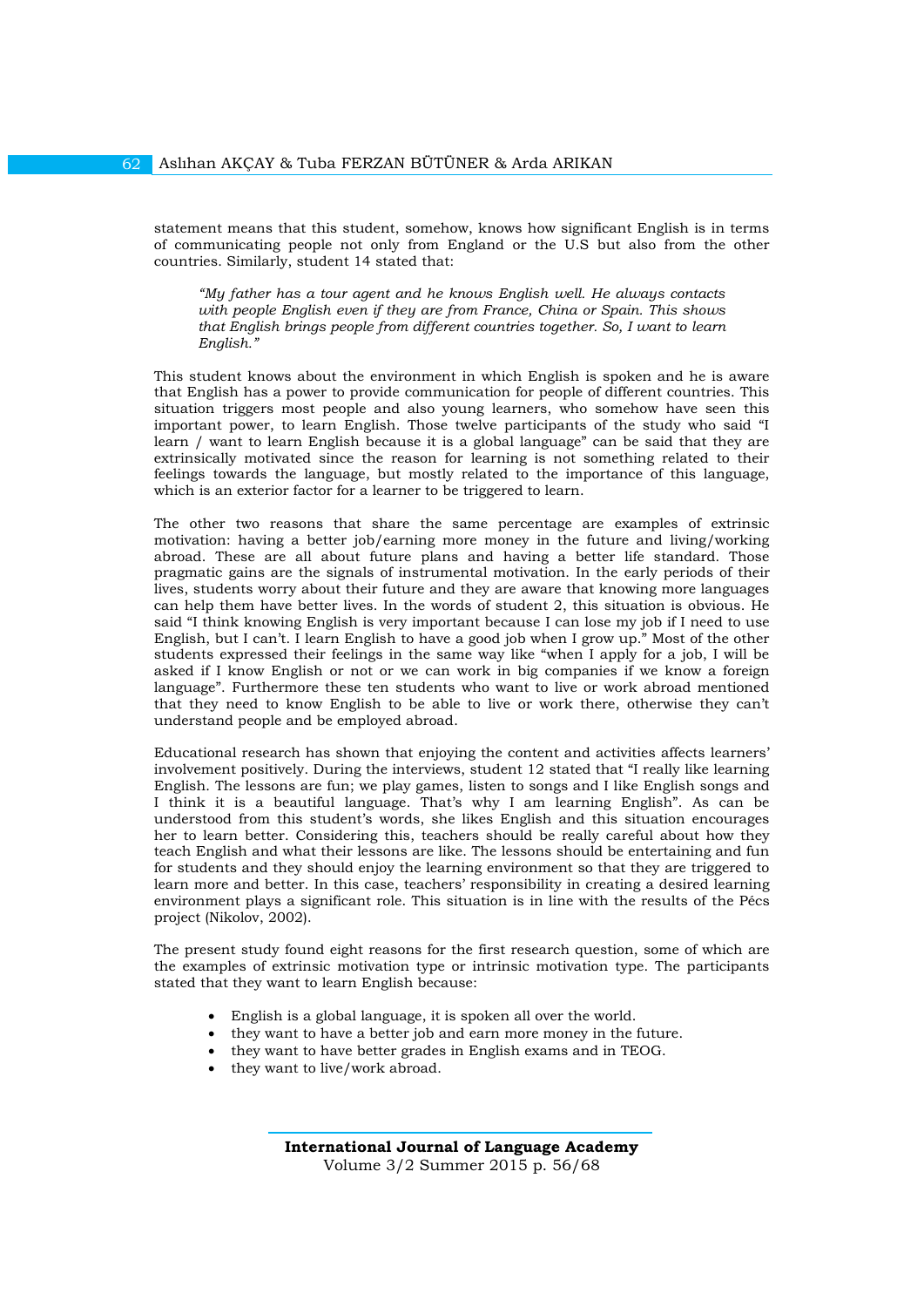statement means that this student, somehow, knows how significant English is in terms of communicating people not only from England or the U.S but also from the other countries. Similarly, student 14 stated that:

> *"My father has a tour agent and he knows English well. He always contacts with people English even if they are from France, China or Spain. This shows that English brings people from different countries together. So, I want to learn English."*

This student knows about the environment in which English is spoken and he is aware that English has a power to provide communication for people of different countries. This situation triggers most people and also young learners, who somehow have seen this important power, to learn English. Those twelve participants of the study who said "I learn / want to learn English because it is a global language" can be said that they are extrinsically motivated since the reason for learning is not something related to their feelings towards the language, but mostly related to the importance of this language, which is an exterior factor for a learner to be triggered to learn.

The other two reasons that share the same percentage are examples of extrinsic motivation: having a better job/earning more money in the future and living/working abroad. These are all about future plans and having a better life standard. Those pragmatic gains are the signals of instrumental motivation. In the early periods of their lives, students worry about their future and they are aware that knowing more languages can help them have better lives. In the words of student 2, this situation is obvious. He said "I think knowing English is very important because I can lose my job if I need to use English, but I can't. I learn English to have a good job when I grow up." Most of the other students expressed their feelings in the same way like "when I apply for a job, I will be asked if I know English or not or we can work in big companies if we know a foreign language". Furthermore these ten students who want to live or work abroad mentioned that they need to know English to be able to live or work there, otherwise they can't understand people and be employed abroad.

Educational research has shown that enjoying the content and activities affects learners' involvement positively. During the interviews, student 12 stated that "I really like learning English. The lessons are fun; we play games, listen to songs and I like English songs and I think it is a beautiful language. That's why I am learning English". As can be understood from this student's words, she likes English and this situation encourages her to learn better. Considering this, teachers should be really careful about how they teach English and what their lessons are like. The lessons should be entertaining and fun for students and they should enjoy the learning environment so that they are triggered to learn more and better. In this case, teachers' responsibility in creating a desired learning environment plays a significant role. This situation is in line with the results of the Pécs project (Nikolov, 2002).

The present study found eight reasons for the first research question, some of which are the examples of extrinsic motivation type or intrinsic motivation type. The participants stated that they want to learn English because:

- English is a global language, it is spoken all over the world.
- they want to have a better job and earn more money in the future.
- they want to have better grades in English exams and in TEOG.
- they want to live/work abroad.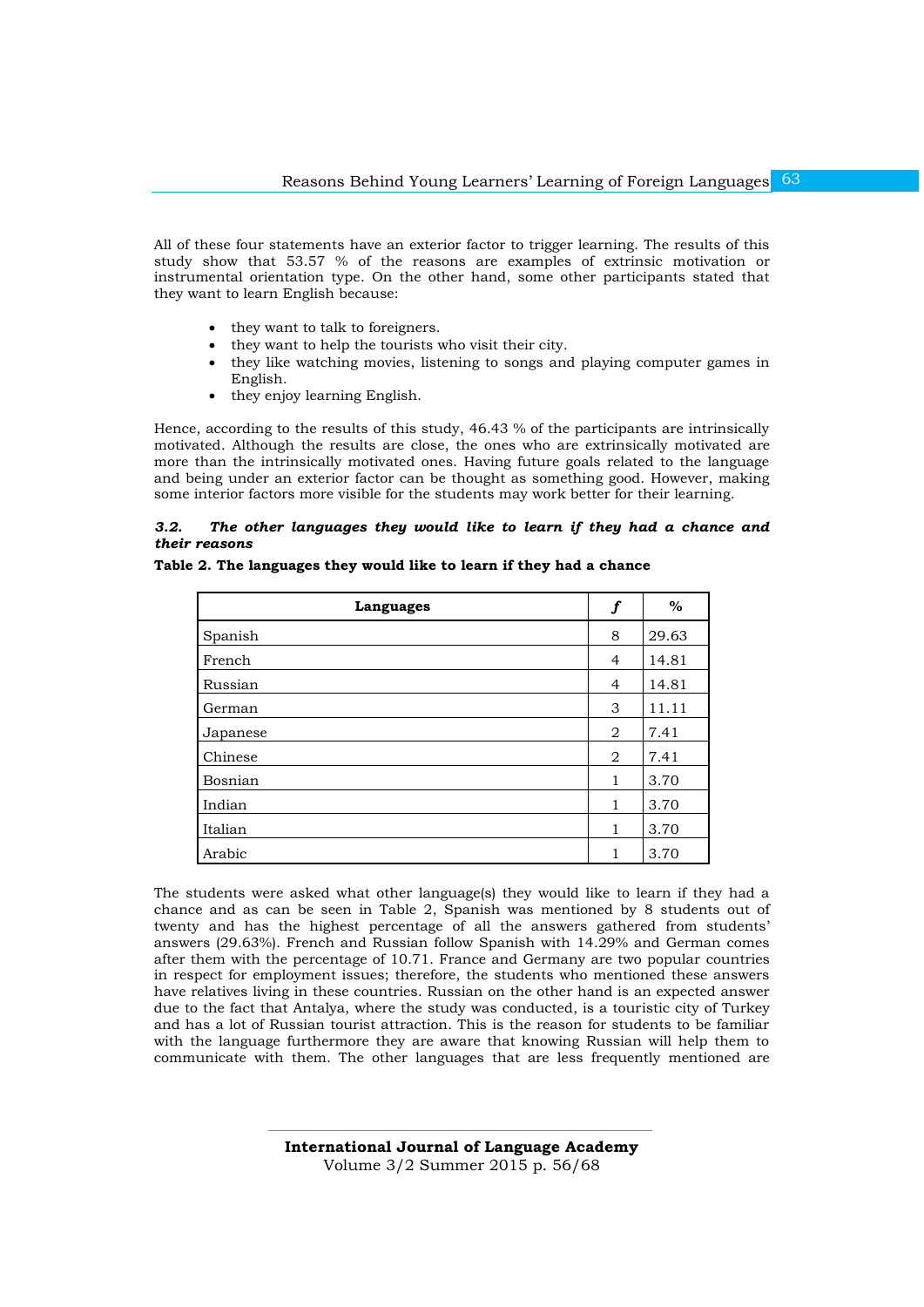All of these four statements have an exterior factor to trigger learning. The results of this study show that 53.57 % of the reasons are examples of extrinsic motivation or instrumental orientation type. On the other hand, some other participants stated that they want to learn English because:

- they want to talk to foreigners.
- they want to help the tourists who visit their city.
- they like watching movies, listening to songs and playing computer games in English.
- they enjoy learning English.

Hence, according to the results of this study, 46.43 % of the participants are intrinsically motivated. Although the results are close, the ones who are extrinsically motivated are more than the intrinsically motivated ones. Having future goals related to the language and being under an exterior factor can be thought as something good. However, making some interior factors more visible for the students may work better for their learning.

### *3.2. The other languages they would like to learn if they had a chance and their reasons*

**Table 2. The languages they would like to learn if they had a chance**

| Languages | *f* | % |
|---|---|---|
| Spanish | 8 | 29.63 |
| French | 4 | 14.81 |
| Russian | 4 | 14.81 |
| German | 3 | 11.11 |
| Japanese | 2 | 7.41 |
| Chinese | 2 | 7.41 |
| Bosnian | 1 | 3.70 |
| Indian | 1 | 3.70 |
| Italian | 1 | 3.70 |
| Arabic | 1 | 3.70 |

The students were asked what other language(s) they would like to learn if they had a chance and as can be seen in Table 2, Spanish was mentioned by 8 students out of twenty and has the highest percentage of all the answers gathered from students' answers (29.63%). French and Russian follow Spanish with 14.29% and German comes after them with the percentage of 10.71. France and Germany are two popular countries in respect for employment issues; therefore, the students who mentioned these answers have relatives living in these countries. Russian on the other hand is an expected answer due to the fact that Antalya, where the study was conducted, is a touristic city of Turkey and has a lot of Russian tourist attraction. This is the reason for students to be familiar with the language furthermore they are aware that knowing Russian will help them to communicate with them. The other languages that are less frequently mentioned are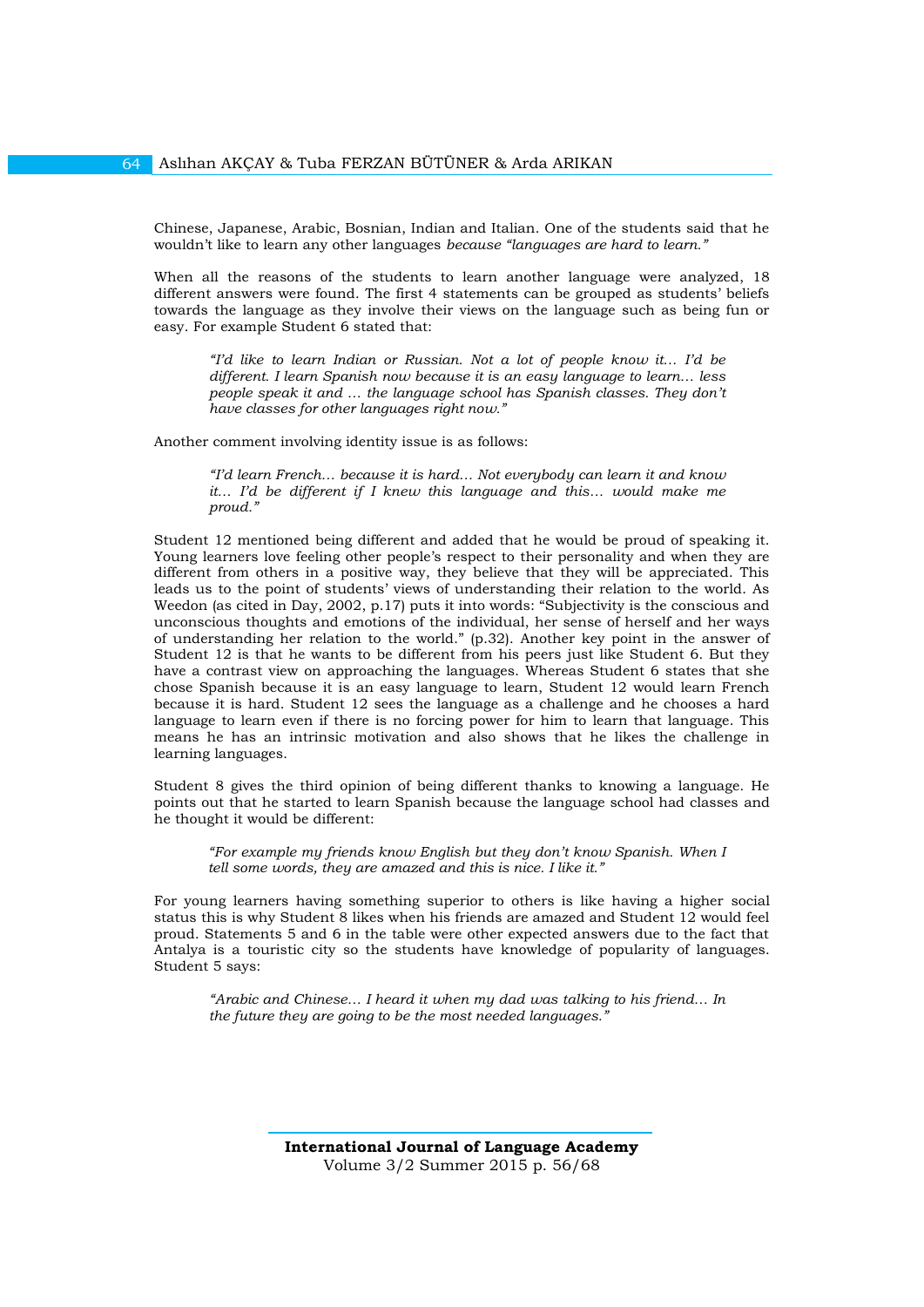Chinese, Japanese, Arabic, Bosnian, Indian and Italian. One of the students said that he wouldn't like to learn any other languages *because "languages are hard to learn."*

When all the reasons of the students to learn another language were analyzed, 18 different answers were found. The first 4 statements can be grouped as students' beliefs towards the language as they involve their views on the language such as being fun or easy. For example Student 6 stated that:

> *"I'd like to learn Indian or Russian. Not a lot of people know it… I'd be different. I learn Spanish now because it is an easy language to learn… less people speak it and … the language school has Spanish classes. They don't have classes for other languages right now."*

Another comment involving identity issue is as follows:

> *"I'd learn French… because it is hard… Not everybody can learn it and know it… I'd be different if I knew this language and this… would make me proud."*

Student 12 mentioned being different and added that he would be proud of speaking it. Young learners love feeling other people's respect to their personality and when they are different from others in a positive way, they believe that they will be appreciated. This leads us to the point of students' views of understanding their relation to the world. As Weedon (as cited in Day, 2002, p.17) puts it into words: "Subjectivity is the conscious and unconscious thoughts and emotions of the individual, her sense of herself and her ways of understanding her relation to the world." (p.32). Another key point in the answer of Student 12 is that he wants to be different from his peers just like Student 6. But they have a contrast view on approaching the languages. Whereas Student 6 states that she chose Spanish because it is an easy language to learn, Student 12 would learn French because it is hard. Student 12 sees the language as a challenge and he chooses a hard language to learn even if there is no forcing power for him to learn that language. This means he has an intrinsic motivation and also shows that he likes the challenge in learning languages.

Student 8 gives the third opinion of being different thanks to knowing a language. He points out that he started to learn Spanish because the language school had classes and he thought it would be different:

> *"For example my friends know English but they don't know Spanish. When I tell some words, they are amazed and this is nice. I like it."*

For young learners having something superior to others is like having a higher social status this is why Student 8 likes when his friends are amazed and Student 12 would feel proud. Statements 5 and 6 in the table were other expected answers due to the fact that Antalya is a touristic city so the students have knowledge of popularity of languages. Student 5 says:

> *"Arabic and Chinese… I heard it when my dad was talking to his friend… In the future they are going to be the most needed languages."*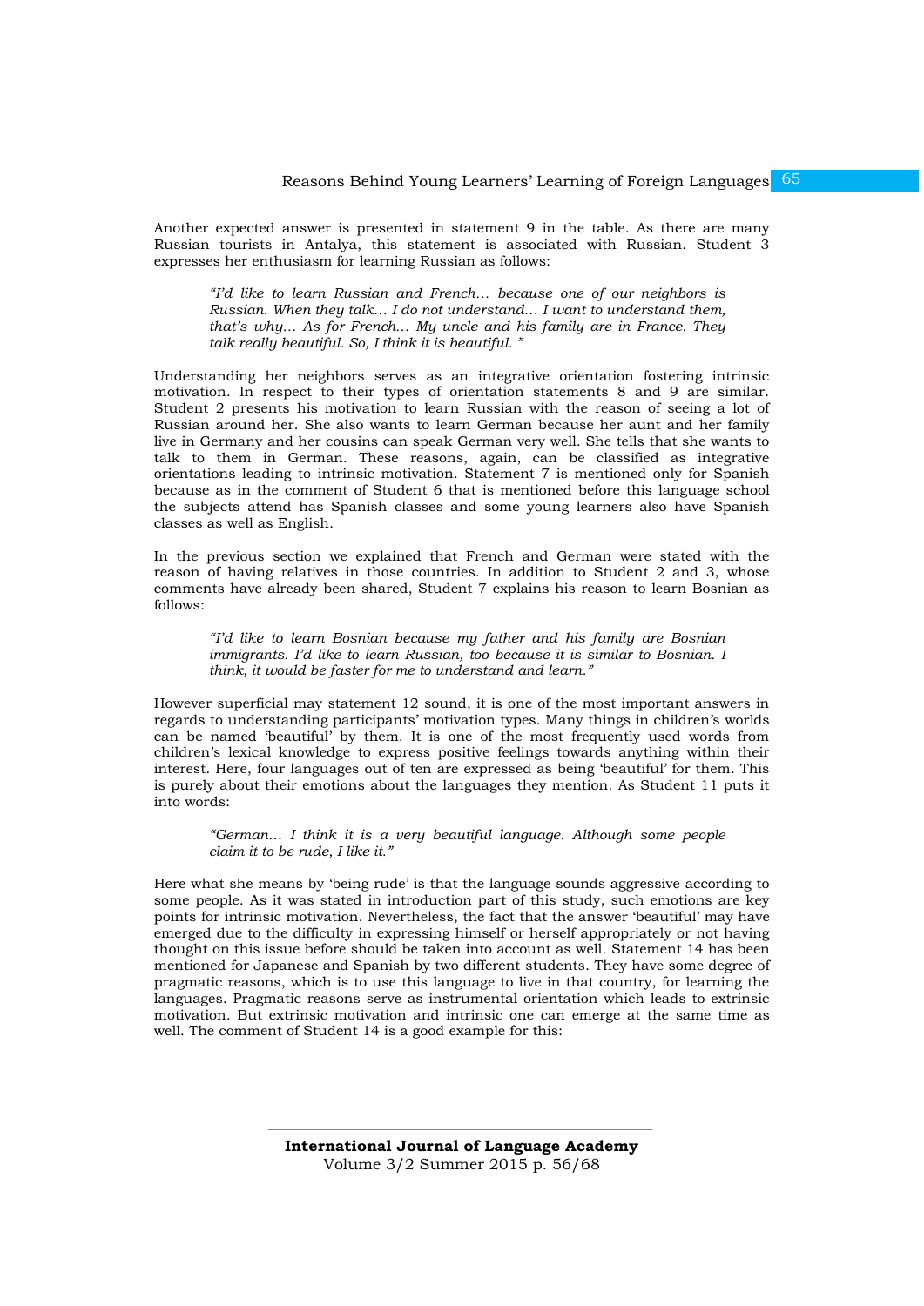Another expected answer is presented in statement 9 in the table. As there are many Russian tourists in Antalya, this statement is associated with Russian. Student 3 expresses her enthusiasm for learning Russian as follows:

> *"I'd like to learn Russian and French… because one of our neighbors is Russian. When they talk… I do not understand… I want to understand them, that's why… As for French… My uncle and his family are in France. They talk really beautiful. So, I think it is beautiful. "*

Understanding her neighbors serves as an integrative orientation fostering intrinsic motivation. In respect to their types of orientation statements 8 and 9 are similar. Student 2 presents his motivation to learn Russian with the reason of seeing a lot of Russian around her. She also wants to learn German because her aunt and her family live in Germany and her cousins can speak German very well. She tells that she wants to talk to them in German. These reasons, again, can be classified as integrative orientations leading to intrinsic motivation. Statement 7 is mentioned only for Spanish because as in the comment of Student 6 that is mentioned before this language school the subjects attend has Spanish classes and some young learners also have Spanish classes as well as English.

In the previous section we explained that French and German were stated with the reason of having relatives in those countries. In addition to Student 2 and 3, whose comments have already been shared, Student 7 explains his reason to learn Bosnian as follows:

> *"I'd like to learn Bosnian because my father and his family are Bosnian immigrants. I'd like to learn Russian, too because it is similar to Bosnian. I think, it would be faster for me to understand and learn."*

However superficial may statement 12 sound, it is one of the most important answers in regards to understanding participants' motivation types. Many things in children's worlds can be named 'beautiful' by them. It is one of the most frequently used words from children's lexical knowledge to express positive feelings towards anything within their interest. Here, four languages out of ten are expressed as being 'beautiful' for them. This is purely about their emotions about the languages they mention. As Student 11 puts it into words:

> *"German… I think it is a very beautiful language. Although some people claim it to be rude, I like it."*

Here what she means by 'being rude' is that the language sounds aggressive according to some people. As it was stated in introduction part of this study, such emotions are key points for intrinsic motivation. Nevertheless, the fact that the answer 'beautiful' may have emerged due to the difficulty in expressing himself or herself appropriately or not having thought on this issue before should be taken into account as well. Statement 14 has been mentioned for Japanese and Spanish by two different students. They have some degree of pragmatic reasons, which is to use this language to live in that country, for learning the languages. Pragmatic reasons serve as instrumental orientation which leads to extrinsic motivation. But extrinsic motivation and intrinsic one can emerge at the same time as well. The comment of Student 14 is a good example for this: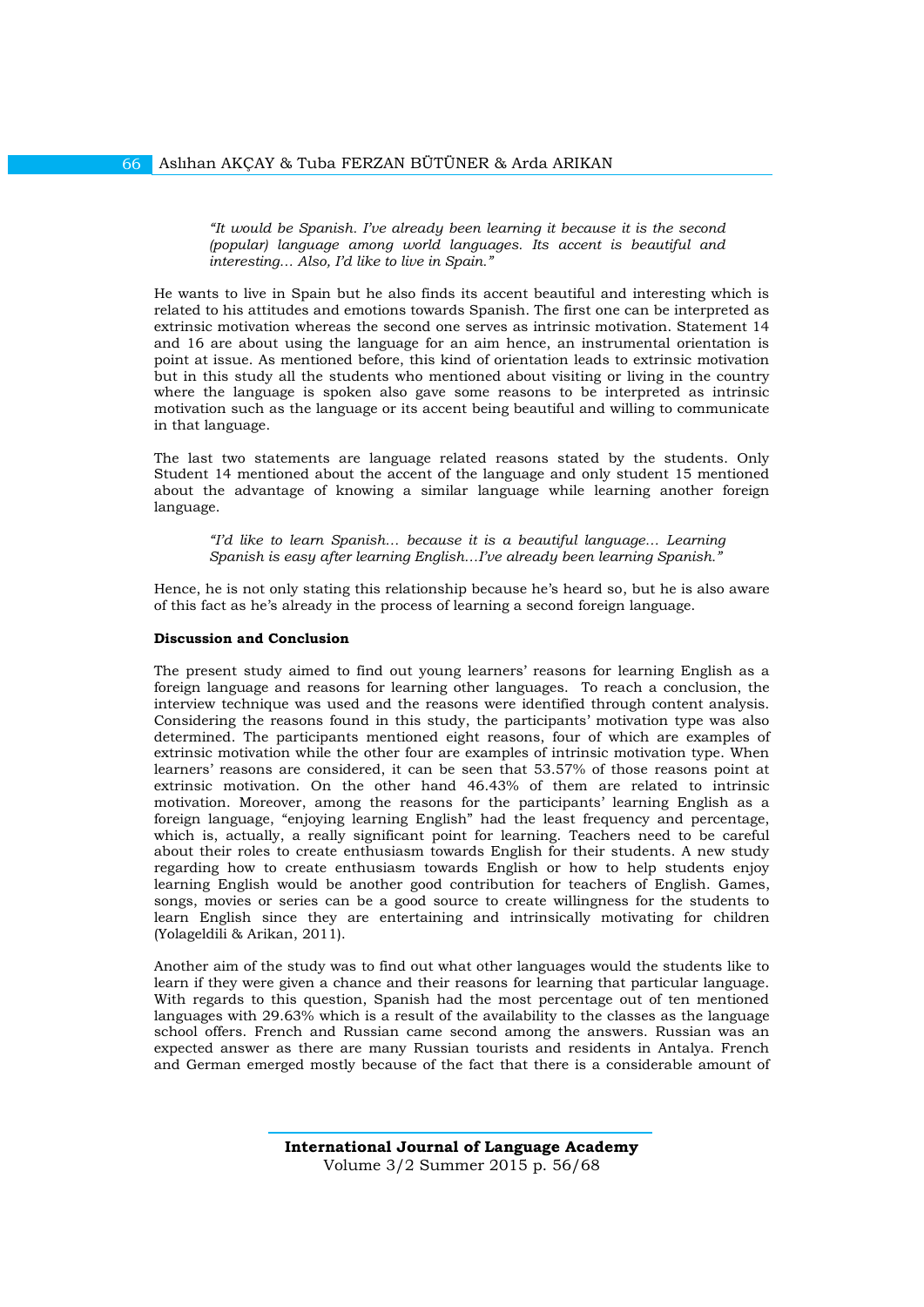> *"It would be Spanish. I've already been learning it because it is the second (popular) language among world languages. Its accent is beautiful and interesting... Also, I'd like to live in Spain."*

He wants to live in Spain but he also finds its accent beautiful and interesting which is related to his attitudes and emotions towards Spanish. The first one can be interpreted as extrinsic motivation whereas the second one serves as intrinsic motivation. Statement 14 and 16 are about using the language for an aim hence, an instrumental orientation is point at issue. As mentioned before, this kind of orientation leads to extrinsic motivation but in this study all the students who mentioned about visiting or living in the country where the language is spoken also gave some reasons to be interpreted as intrinsic motivation such as the language or its accent being beautiful and willing to communicate in that language.

The last two statements are language related reasons stated by the students. Only Student 14 mentioned about the accent of the language and only student 15 mentioned about the advantage of knowing a similar language while learning another foreign language.

> *"I'd like to learn Spanish... because it is a beautiful language... Learning Spanish is easy after learning English...I've already been learning Spanish."*

Hence, he is not only stating this relationship because he's heard so, but he is also aware of this fact as he's already in the process of learning a second foreign language.

**Discussion and Conclusion**

The present study aimed to find out young learners' reasons for learning English as a foreign language and reasons for learning other languages. To reach a conclusion, the interview technique was used and the reasons were identified through content analysis. Considering the reasons found in this study, the participants' motivation type was also determined. The participants mentioned eight reasons, four of which are examples of extrinsic motivation while the other four are examples of intrinsic motivation type. When learners' reasons are considered, it can be seen that 53.57% of those reasons point at extrinsic motivation. On the other hand 46.43% of them are related to intrinsic motivation. Moreover, among the reasons for the participants' learning English as a foreign language, "enjoying learning English" had the least frequency and percentage, which is, actually, a really significant point for learning. Teachers need to be careful about their roles to create enthusiasm towards English for their students. A new study regarding how to create enthusiasm towards English or how to help students enjoy learning English would be another good contribution for teachers of English. Games, songs, movies or series can be a good source to create willingness for the students to learn English since they are entertaining and intrinsically motivating for children (Yolageldili & Arikan, 2011).

Another aim of the study was to find out what other languages would the students like to learn if they were given a chance and their reasons for learning that particular language. With regards to this question, Spanish had the most percentage out of ten mentioned languages with 29.63% which is a result of the availability to the classes as the language school offers. French and Russian came second among the answers. Russian was an expected answer as there are many Russian tourists and residents in Antalya. French and German emerged mostly because of the fact that there is a considerable amount of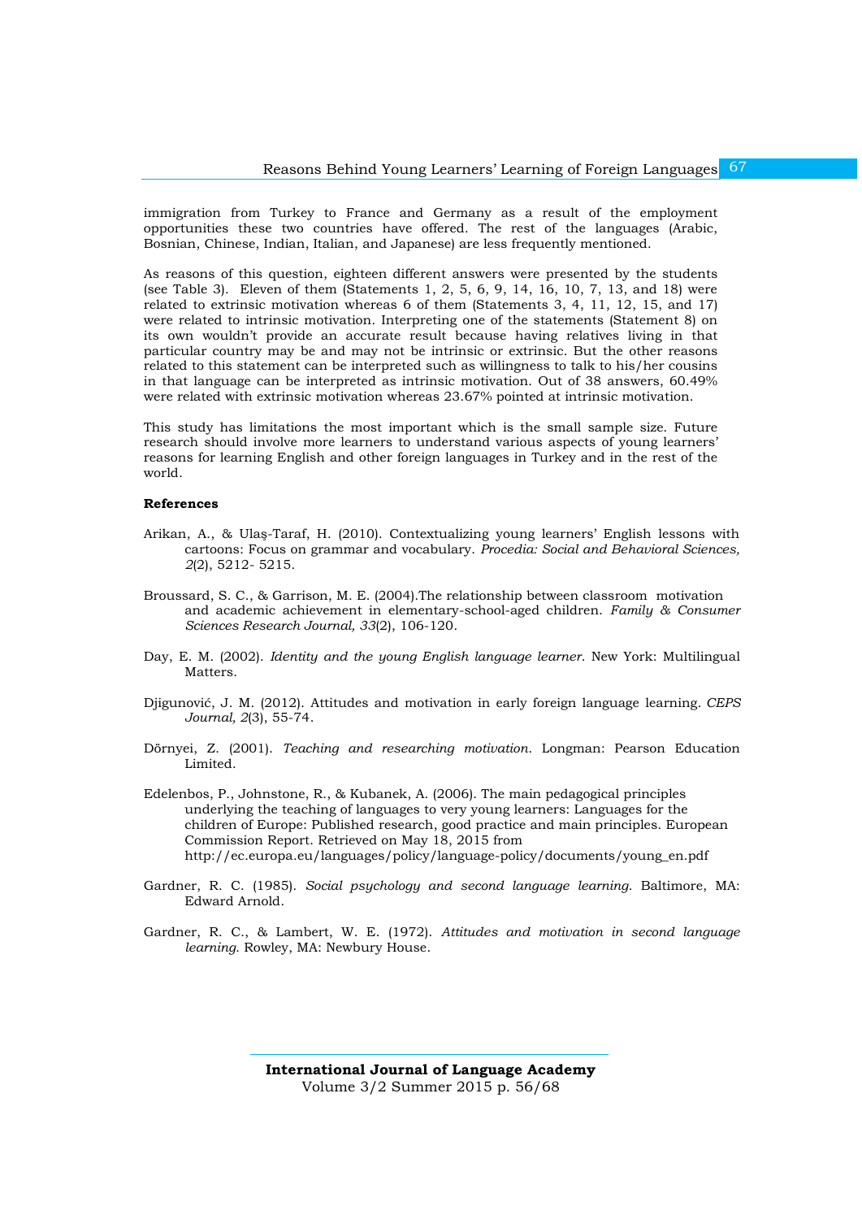immigration from Turkey to France and Germany as a result of the employment opportunities these two countries have offered. The rest of the languages (Arabic, Bosnian, Chinese, Indian, Italian, and Japanese) are less frequently mentioned.

As reasons of this question, eighteen different answers were presented by the students (see Table 3). Eleven of them (Statements 1, 2, 5, 6, 9, 14, 16, 10, 7, 13, and 18) were related to extrinsic motivation whereas 6 of them (Statements 3, 4, 11, 12, 15, and 17) were related to intrinsic motivation. Interpreting one of the statements (Statement 8) on its own wouldn't provide an accurate result because having relatives living in that particular country may be and may not be intrinsic or extrinsic. But the other reasons related to this statement can be interpreted such as willingness to talk to his/her cousins in that language can be interpreted as intrinsic motivation. Out of 38 answers, 60.49% were related with extrinsic motivation whereas 23.67% pointed at intrinsic motivation.

This study has limitations the most important which is the small sample size. Future research should involve more learners to understand various aspects of young learners' reasons for learning English and other foreign languages in Turkey and in the rest of the world.

**References**

Arikan, A., & Ulaş-Taraf, H. (2010). Contextualizing young learners' English lessons with cartoons: Focus on grammar and vocabulary. *Procedia: Social and Behavioral Sciences, 2*(2), 5212- 5215.

Broussard, S. C., & Garrison, M. E. (2004).The relationship between classroom motivation and academic achievement in elementary-school-aged children. *Family & Consumer Sciences Research Journal, 33*(2), 106-120.

Day, E. M. (2002). *Identity and the young English language learner*. New York: Multilingual Matters.

Djigunović, J. M. (2012). Attitudes and motivation in early foreign language learning. *CEPS Journal, 2*(3), 55-74.

Dörnyei, Z. (2001). *Teaching and researching motivation*. Longman: Pearson Education Limited.

Edelenbos, P., Johnstone, R., & Kubanek, A. (2006). The main pedagogical principles underlying the teaching of languages to very young learners: Languages for the children of Europe: Published research, good practice and main principles. European Commission Report. Retrieved on May 18, 2015 from http://ec.europa.eu/languages/policy/language-policy/documents/young_en.pdf

Gardner, R. C. (1985). *Social psychology and second language learning*. Baltimore, MA: Edward Arnold.

Gardner, R. C., & Lambert, W. E. (1972). *Attitudes and motivation in second language learning*. Rowley, MA: Newbury House.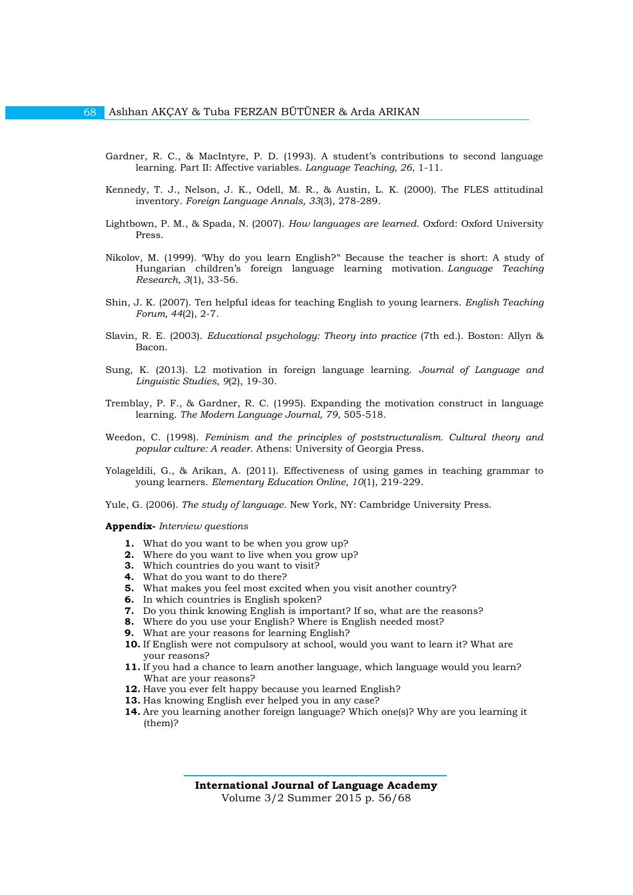Gardner, R. C., & MacIntyre, P. D. (1993). A student's contributions to second language learning. Part II: Affective variables. *Language Teaching, 26*, 1-11.

Kennedy, T. J., Nelson, J. K., Odell, M. R., & Austin, L. K. (2000). The FLES attitudinal inventory. *Foreign Language Annals, 33*(3), 278-289.

Lightbown, P. M., & Spada, N. (2007). *How languages are learned*. Oxford: Oxford University Press.

Nikolov, M. (1999). 'Why do you learn English?" Because the teacher is short: A study of Hungarian children's foreign language learning motivation. *Language Teaching Research, 3*(1), 33-56.

Shin, J. K. (2007). Ten helpful ideas for teaching English to young learners. *English Teaching Forum, 44*(2), 2-7.

Slavin, R. E. (2003). *Educational psychology: Theory into practice* (7th ed.). Boston: Allyn & Bacon.

Sung, K. (2013). L2 motivation in foreign language learning. *Journal of Language and Linguistic Studies, 9*(2), 19-30.

Tremblay, P. F., & Gardner, R. C. (1995). Expanding the motivation construct in language learning. *The Modern Language Journal, 79*, 505-518.

Weedon, C. (1998). *Feminism and the principles of poststructuralism. Cultural theory and popular culture: A reader.* Athens: University of Georgia Press.

Yolageldili, G., & Arikan, A. (2011). Effectiveness of using games in teaching grammar to young learners. *Elementary Education Online, 10*(1), 219-229.

Yule, G. (2006). *The study of language.* New York, NY: Cambridge University Press.

**Appendix-** *Interview questions*

1. What do you want to be when you grow up?
2. Where do you want to live when you grow up?
3. Which countries do you want to visit?
4. What do you want to do there?
5. What makes you feel most excited when you visit another country?
6. In which countries is English spoken?
7. Do you think knowing English is important? If so, what are the reasons?
8. Where do you use your English? Where is English needed most?
9. What are your reasons for learning English?
10. If English were not compulsory at school, would you want to learn it? What are your reasons?
11. If you had a chance to learn another language, which language would you learn? What are your reasons?
12. Have you ever felt happy because you learned English?
13. Has knowing English ever helped you in any case?
14. Are you learning another foreign language? Which one(s)? Why are you learning it (them)?